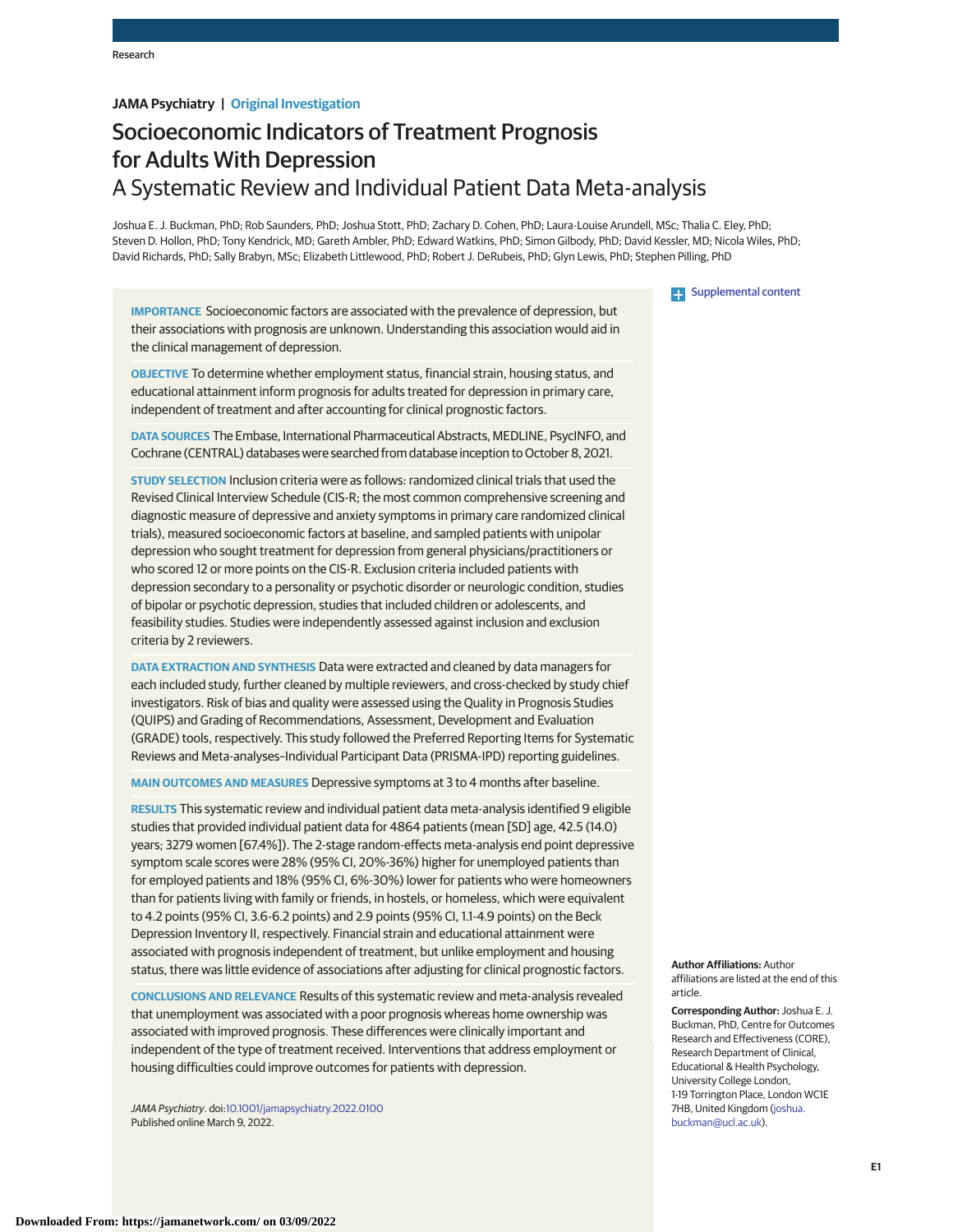JAMA Psychiatry | Original Investigation

# Socioeconomic Indicators of Treatment Prognosis for Adults With Depression
## A Systematic Review and Individual Patient Data Meta-analysis

Joshua E. J. Buckman, PhD; Rob Saunders, PhD; Joshua Stott, PhD; Zachary D. Cohen, PhD; Laura-Louise Arundell, MSc; Thalia C. Eley, PhD; Steven D. Hollon, PhD; Tony Kendrick, MD; Gareth Ambler, PhD; Edward Watkins, PhD; Simon Gilbody, PhD; David Kessler, MD; Nicola Wiles, PhD; David Richards, PhD; Sally Brabyn, MSc; Elizabeth Littlewood, PhD; Robert J. DeRubeis, PhD; Glyn Lewis, PhD; Stephen Pilling, PhD

Supplemental content

**IMPORTANCE** Socioeconomic factors are associated with the prevalence of depression, but their associations with prognosis are unknown. Understanding this association would aid in the clinical management of depression.

**OBJECTIVE** To determine whether employment status, financial strain, housing status, and educational attainment inform prognosis for adults treated for depression in primary care, independent of treatment and after accounting for clinical prognostic factors.

**DATA SOURCES** The Embase, International Pharmaceutical Abstracts, MEDLINE, PsycINFO, and Cochrane (CENTRAL) databases were searched from database inception to October 8, 2021.

**STUDY SELECTION** Inclusion criteria were as follows: randomized clinical trials that used the Revised Clinical Interview Schedule (CIS-R; the most common comprehensive screening and diagnostic measure of depressive and anxiety symptoms in primary care randomized clinical trials), measured socioeconomic factors at baseline, and sampled patients with unipolar depression who sought treatment for depression from general physicians/practitioners or who scored 12 or more points on the CIS-R. Exclusion criteria included patients with depression secondary to a personality or psychotic disorder or neurologic condition, studies of bipolar or psychotic depression, studies that included children or adolescents, and feasibility studies. Studies were independently assessed against inclusion and exclusion criteria by 2 reviewers.

**DATA EXTRACTION AND SYNTHESIS** Data were extracted and cleaned by data managers for each included study, further cleaned by multiple reviewers, and cross-checked by study chief investigators. Risk of bias and quality were assessed using the Quality in Prognosis Studies (QUIPS) and Grading of Recommendations, Assessment, Development and Evaluation (GRADE) tools, respectively. This study followed the Preferred Reporting Items for Systematic Reviews and Meta-analyses–Individual Participant Data (PRISMA-IPD) reporting guidelines.

**MAIN OUTCOMES AND MEASURES** Depressive symptoms at 3 to 4 months after baseline.

**RESULTS** This systematic review and individual patient data meta-analysis identified 9 eligible studies that provided individual patient data for 4864 patients (mean [SD] age, 42.5 (14.0) years; 3279 women [67.4%]). The 2-stage random-effects meta-analysis end point depressive symptom scale scores were 28% (95% CI, 20%-36%) higher for unemployed patients than for employed patients and 18% (95% CI, 6%-30%) lower for patients who were homeowners than for patients living with family or friends, in hostels, or homeless, which were equivalent to 4.2 points (95% CI, 3.6-6.2 points) and 2.9 points (95% CI, 1.1-4.9 points) on the Beck Depression Inventory II, respectively. Financial strain and educational attainment were associated with prognosis independent of treatment, but unlike employment and housing status, there was little evidence of associations after adjusting for clinical prognostic factors.

**CONCLUSIONS AND RELEVANCE** Results of this systematic review and meta-analysis revealed that unemployment was associated with a poor prognosis whereas home ownership was associated with improved prognosis. These differences were clinically important and independent of the type of treatment received. Interventions that address employment or housing difficulties could improve outcomes for patients with depression.

*JAMA Psychiatry*. doi:10.1001/jamapsychiatry.2022.0100
Published online March 9, 2022.

**Author Affiliations:** Author affiliations are listed at the end of this article.

**Corresponding Author:** Joshua E. J. Buckman, PhD, Centre for Outcomes Research and Effectiveness (CORE), Research Department of Clinical, Educational & Health Psychology, University College London, 1-19 Torrington Place, London WC1E 7HB, United Kingdom (joshua.buckman@ucl.ac.uk).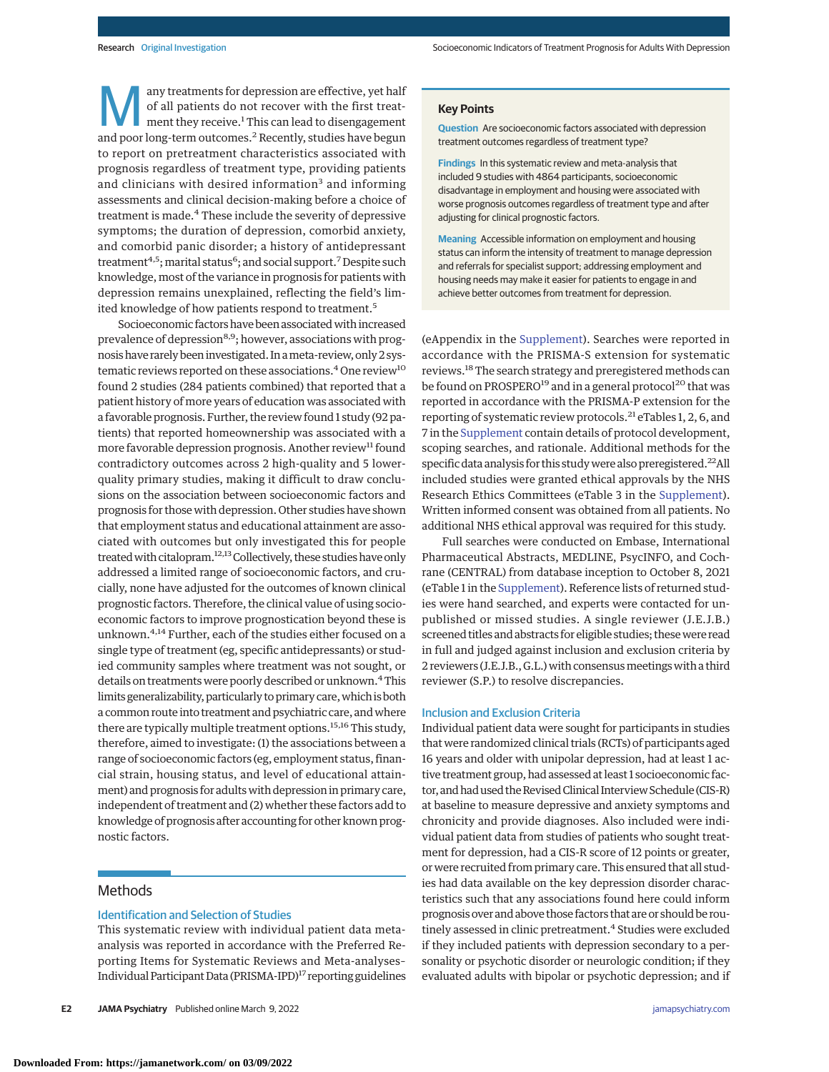Many treatments for depression are effective, yet half of all patients do not recover with the first treatment they receive.[1] This can lead to disengagement and poor long-term outcomes.[2] Recently, studies have begun to report on pretreatment characteristics associated with prognosis regardless of treatment type, providing patients and clinicians with desired information[3] and informing assessments and clinical decision-making before a choice of treatment is made.[4] These include the severity of depressive symptoms; the duration of depression, comorbid anxiety, and comorbid panic disorder; a history of antidepressant treatment[4,5]; marital status[6]; and social support.[7] Despite such knowledge, most of the variance in prognosis for patients with depression remains unexplained, reflecting the field's limited knowledge of how patients respond to treatment.[5]

Socioeconomic factors have been associated with increased prevalence of depression[8,9]; however, associations with prognosis have rarely been investigated. In a meta-review, only 2 systematic reviews reported on these associations.[4] One review[10] found 2 studies (284 patients combined) that reported that a patient history of more years of education was associated with a favorable prognosis. Further, the review found 1 study (92 patients) that reported homeownership was associated with a more favorable depression prognosis. Another review[11] found contradictory outcomes across 2 high-quality and 5 lower-quality primary studies, making it difficult to draw conclusions on the association between socioeconomic factors and prognosis for those with depression. Other studies have shown that employment status and educational attainment are associated with outcomes but only investigated this for people treated with citalopram.[12,13] Collectively, these studies have only addressed a limited range of socioeconomic factors, and crucially, none have adjusted for the outcomes of known clinical prognostic factors. Therefore, the clinical value of using socioeconomic factors to improve prognostication beyond these is unknown.[4,14] Further, each of the studies either focused on a single type of treatment (eg, specific antidepressants) or studied community samples where treatment was not sought, or details on treatments were poorly described or unknown.[4] This limits generalizability, particularly to primary care, which is both a common route into treatment and psychiatric care, and where there are typically multiple treatment options.[15,16] This study, therefore, aimed to investigate: (1) the associations between a range of socioeconomic factors (eg, employment status, financial strain, housing status, and level of educational attainment) and prognosis for adults with depression in primary care, independent of treatment and (2) whether these factors add to knowledge of prognosis after accounting for other known prognostic factors.

## Key Points

**Question** Are socioeconomic factors associated with depression treatment outcomes regardless of treatment type?

**Findings** In this systematic review and meta-analysis that included 9 studies with 4864 participants, socioeconomic disadvantage in employment and housing were associated with worse prognosis outcomes regardless of treatment type and after adjusting for clinical prognostic factors.

**Meaning** Accessible information on employment and housing status can inform the intensity of treatment to manage depression and referrals for specialist support; addressing employment and housing needs may make it easier for patients to engage in and achieve better outcomes from treatment for depression.

## Methods

### Identification and Selection of Studies

This systematic review with individual patient data meta-analysis was reported in accordance with the Preferred Reporting Items for Systematic Reviews and Meta-analyses-Individual Participant Data (PRISMA-IPD)[17] reporting guidelines (eAppendix in the Supplement). Searches were reported in accordance with the PRISMA-S extension for systematic reviews.[18] The search strategy and preregistered methods can be found on PROSPERO[19] and in a general protocol[20] that was reported in accordance with the PRISMA-P extension for the reporting of systematic review protocols.[21] eTables 1, 2, 6, and 7 in the Supplement contain details of protocol development, scoping searches, and rationale. Additional methods for the specific data analysis for this study were also preregistered.[22] All included studies were granted ethical approvals by the NHS Research Ethics Committees (eTable 3 in the Supplement). Written informed consent was obtained from all patients. No additional NHS ethical approval was required for this study.

Full searches were conducted on Embase, International Pharmaceutical Abstracts, MEDLINE, PsycINFO, and Cochrane (CENTRAL) from database inception to October 8, 2021 (eTable 1 in the Supplement). Reference lists of returned studies were hand searched, and experts were contacted for unpublished or missed studies. A single reviewer (J.E.J.B.) screened titles and abstracts for eligible studies; these were read in full and judged against inclusion and exclusion criteria by 2 reviewers (J.E.J.B., G.L.) with consensus meetings with a third reviewer (S.P.) to resolve discrepancies.

### Inclusion and Exclusion Criteria

Individual patient data were sought for participants in studies that were randomized clinical trials (RCTs) of participants aged 16 years and older with unipolar depression, had at least 1 active treatment group, had assessed at least 1 socioeconomic factor, and had used the Revised Clinical Interview Schedule (CIS-R) at baseline to measure depressive and anxiety symptoms and chronicity and provide diagnoses. Also included were individual patient data from studies of patients who sought treatment for depression, had a CIS-R score of 12 points or greater, or were recruited from primary care. This ensured that all studies had data available on the key depression disorder characteristics such that any associations found here could inform prognosis over and above those factors that are or should be routinely assessed in clinic pretreatment.[4] Studies were excluded if they included patients with depression secondary to a personality or psychotic disorder or neurologic condition; if they evaluated adults with bipolar or psychotic depression; and if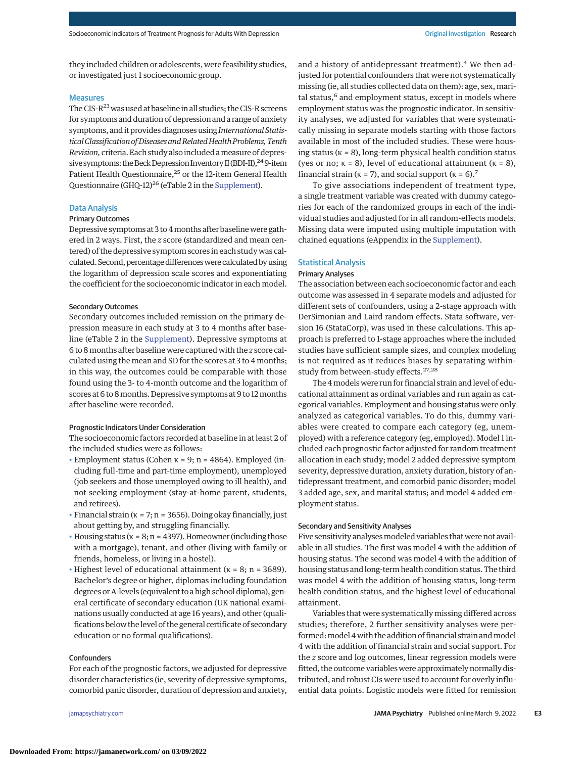they included children or adolescents, were feasibility studies, or investigated just 1 socioeconomic group.

## Measures

The CIS-R[23] was used at baseline in all studies; the CIS-R screens for symptoms and duration of depression and a range of anxiety symptoms, and it provides diagnoses using *International Statistical Classification of Diseases and Related Health Problems, Tenth Revision,* criteria. Each study also included a measure of depressive symptoms: the Beck Depression Inventory II (BDI-II),[24] 9-item Patient Health Questionnaire,[25] or the 12-item General Health Questionnaire (GHQ-12)[26] (eTable 2 in the Supplement).

## Data Analysis

### Primary Outcomes

Depressive symptoms at 3 to 4 months after baseline were gathered in 2 ways. First, the *z* score (standardized and mean centered) of the depressive symptom scores in each study was calculated. Second, percentage differences were calculated by using the logarithm of depression scale scores and exponentiating the coefficient for the socioeconomic indicator in each model.

### Secondary Outcomes

Secondary outcomes included remission on the primary depression measure in each study at 3 to 4 months after baseline (eTable 2 in the Supplement). Depressive symptoms at 6 to 8 months after baseline were captured with the *z* score calculated using the mean and SD for the scores at 3 to 4 months; in this way, the outcomes could be comparable with those found using the 3- to 4-month outcome and the logarithm of scores at 6 to 8 months. Depressive symptoms at 9 to 12 months after baseline were recorded.

### Prognostic Indicators Under Consideration

The socioeconomic factors recorded at baseline in at least 2 of the included studies were as follows:

- Employment status (Cohen κ = 9; n = 4864). Employed (including full-time and part-time employment), unemployed (job seekers and those unemployed owing to ill health), and not seeking employment (stay-at-home parent, students, and retirees).
- Financial strain (κ = 7; n = 3656). Doing okay financially, just about getting by, and struggling financially.
- Housing status (κ = 8; n = 4397). Homeowner (including those with a mortgage), tenant, and other (living with family or friends, homeless, or living in a hostel).
- Highest level of educational attainment (κ = 8; n = 3689). Bachelor's degree or higher, diplomas including foundation degrees or A-levels (equivalent to a high school diploma), general certificate of secondary education (UK national examinations usually conducted at age 16 years), and other (qualifications below the level of the general certificate of secondary education or no formal qualifications).

### Confounders

For each of the prognostic factors, we adjusted for depressive disorder characteristics (ie, severity of depressive symptoms, comorbid panic disorder, duration of depression and anxiety, and a history of antidepressant treatment).[4] We then adjusted for potential confounders that were not systematically missing (ie, all studies collected data on them): age, sex, marital status,[6] and employment status, except in models where employment status was the prognostic indicator. In sensitivity analyses, we adjusted for variables that were systematically missing in separate models starting with those factors available in most of the included studies. These were housing status (κ = 8), long-term physical health condition status (yes or no; κ = 8), level of educational attainment (κ = 8), financial strain (κ = 7), and social support (κ = 6).[7]

To give associations independent of treatment type, a single treatment variable was created with dummy categories for each of the randomized groups in each of the individual studies and adjusted for in all random-effects models. Missing data were imputed using multiple imputation with chained equations (eAppendix in the Supplement).

## Statistical Analysis

### Primary Analyses

The association between each socioeconomic factor and each outcome was assessed in 4 separate models and adjusted for different sets of confounders, using a 2-stage approach with DerSimonian and Laird random effects. Stata software, version 16 (StataCorp), was used in these calculations. This approach is preferred to 1-stage approaches where the included studies have sufficient sample sizes, and complex modeling is not required as it reduces biases by separating within-study from between-study effects.[27,28]

The 4 models were run for financial strain and level of educational attainment as ordinal variables and run again as categorical variables. Employment and housing status were only analyzed as categorical variables. To do this, dummy variables were created to compare each category (eg, unemployed) with a reference category (eg, employed). Model 1 included each prognostic factor adjusted for random treatment allocation in each study; model 2 added depressive symptom severity, depressive duration, anxiety duration, history of antidepressant treatment, and comorbid panic disorder; model 3 added age, sex, and marital status; and model 4 added employment status.

### Secondary and Sensitivity Analyses

Five sensitivity analyses modeled variables that were not available in all studies. The first was model 4 with the addition of housing status. The second was model 4 with the addition of housing status and long-term health condition status. The third was model 4 with the addition of housing status, long-term health condition status, and the highest level of educational attainment.

Variables that were systematically missing differed across studies; therefore, 2 further sensitivity analyses were performed: model 4 with the addition of financial strain and model 4 with the addition of financial strain and social support. For the *z* score and log outcomes, linear regression models were fitted, the outcome variables were approximately normally distributed, and robust CIs were used to account for overly influential data points. Logistic models were fitted for remission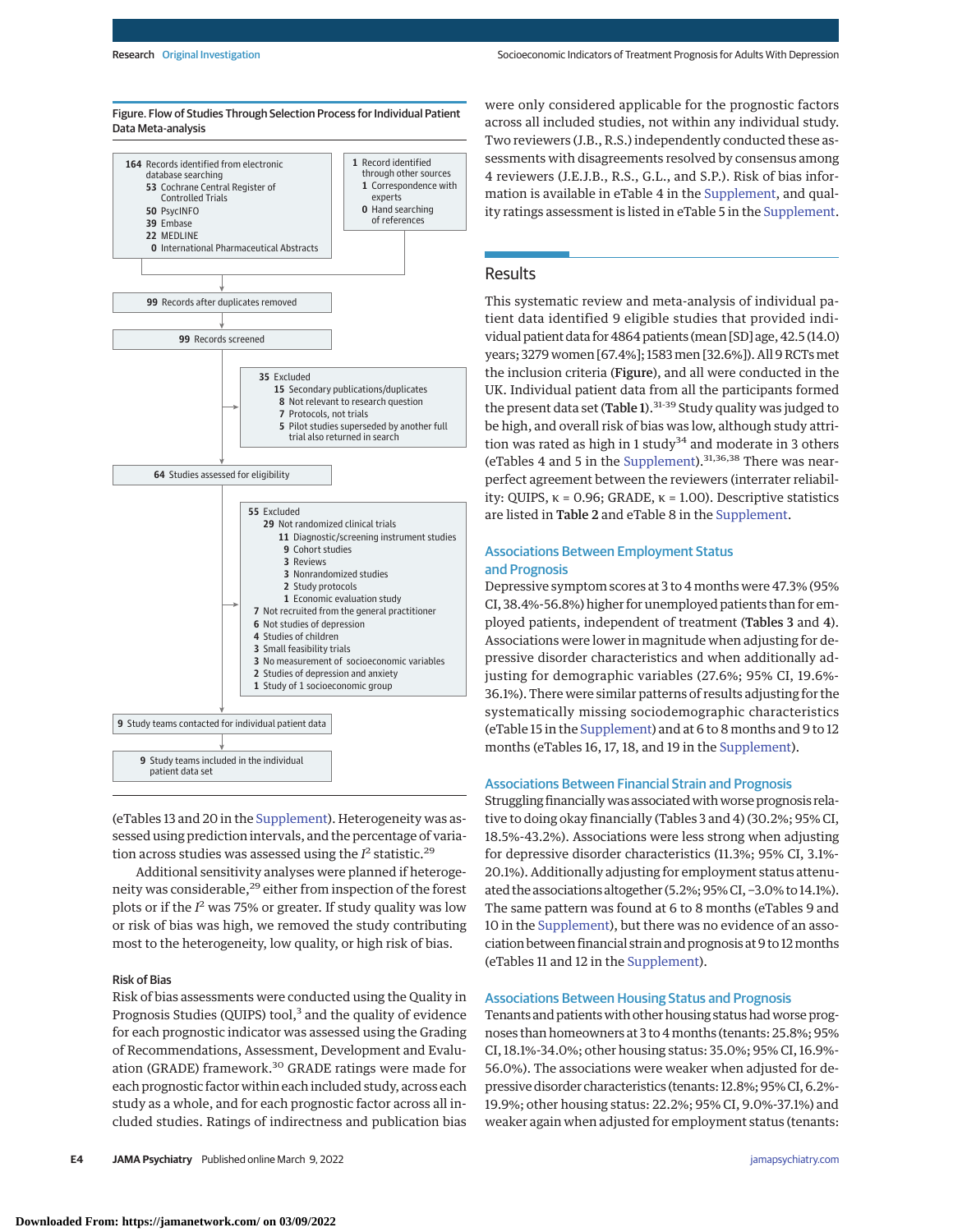Figure. Flow of Studies Through Selection Process for Individual Patient Data Meta-analysis

164 Records identified from electronic database searching
- 53 Cochrane Central Register of Controlled Trials
- 50 PsycINFO
- 39 Embase
- 22 MEDLINE
- 0 International Pharmaceutical Abstracts

1 Record identified through other sources
- 1 Correspondence with experts
- 0 Hand searching of references

99 Records after duplicates removed

99 Records screened

35 Excluded
- 15 Secondary publications/duplicates
- 8 Not relevant to research question
- 7 Protocols, not trials
- 5 Pilot studies superseded by another full trial also returned in search

64 Studies assessed for eligibility

55 Excluded
- 29 Not randomized clinical trials
  - 11 Diagnostic/screening instrument studies
  - 9 Cohort studies
  - 3 Reviews
  - 3 Nonrandomized studies
  - 2 Study protocols
  - 1 Economic evaluation study
- 7 Not recruited from the general practitioner
- 6 Not studies of depression
- 4 Studies of children
- 3 Small feasibility trials
- 3 No measurement of socioeconomic variables
- 2 Studies of depression and anxiety
- 1 Study of 1 socioeconomic group

9 Study teams contacted for individual patient data

9 Study teams included in the individual patient data set

(eTables 13 and 20 in the Supplement). Heterogeneity was assessed using prediction intervals, and the percentage of variation across studies was assessed using the $I^2$ statistic.[29]

Additional sensitivity analyses were planned if heterogeneity was considerable,[29] either from inspection of the forest plots or if the $I^2$ was 75% or greater. If study quality was low or risk of bias was high, we removed the study contributing most to the heterogeneity, low quality, or high risk of bias.

### Risk of Bias

Risk of bias assessments were conducted using the Quality in Prognosis Studies (QUIPS) tool,[3] and the quality of evidence for each prognostic indicator was assessed using the Grading of Recommendations, Assessment, Development and Evaluation (GRADE) framework.[30] GRADE ratings were made for each prognostic factor within each included study, across each study as a whole, and for each prognostic factor across all included studies. Ratings of indirectness and publication bias were only considered applicable for the prognostic factors across all included studies, not within any individual study. Two reviewers (J.B., R.S.) independently conducted these assessments with disagreements resolved by consensus among 4 reviewers (J.E.J.B., R.S., G.L., and S.P.). Risk of bias information is available in eTable 4 in the Supplement, and quality ratings assessment is listed in eTable 5 in the Supplement.

## Results

This systematic review and meta-analysis of individual patient data identified 9 eligible studies that provided individual patient data for 4864 patients (mean [SD] age, 42.5 (14.0) years; 3279 women [67.4%]; 1583 men [32.6%]). All 9 RCTs met the inclusion criteria (**Figure**), and all were conducted in the UK. Individual patient data from all the participants formed the present data set (**Table 1**).[31-39] Study quality was judged to be high, and overall risk of bias was low, although study attrition was rated as high in 1 study[34] and moderate in 3 others (eTables 4 and 5 in the Supplement).[31,36,38] There was near-perfect agreement between the reviewers (interrater reliability: QUIPS, κ = 0.96; GRADE, κ = 1.00). Descriptive statistics are listed in **Table 2** and eTable 8 in the Supplement.

### Associations Between Employment Status and Prognosis

Depressive symptom scores at 3 to 4 months were 47.3% (95% CI, 38.4%-56.8%) higher for unemployed patients than for employed patients, independent of treatment (**Tables 3** and **4**). Associations were lower in magnitude when adjusting for depressive disorder characteristics and when additionally adjusting for demographic variables (27.6%; 95% CI, 19.6%-36.1%). There were similar patterns of results adjusting for the systematically missing sociodemographic characteristics (eTable 15 in the Supplement) and at 6 to 8 months and 9 to 12 months (eTables 16, 17, 18, and 19 in the Supplement).

### Associations Between Financial Strain and Prognosis

Struggling financially was associated with worse prognosis relative to doing okay financially (Tables 3 and 4) (30.2%; 95% CI, 18.5%-43.2%). Associations were less strong when adjusting for depressive disorder characteristics (11.3%; 95% CI, 3.1%-20.1%). Additionally adjusting for employment status attenuated the associations altogether (5.2%; 95% CI, −3.0% to 14.1%). The same pattern was found at 6 to 8 months (eTables 9 and 10 in the Supplement), but there was no evidence of an association between financial strain and prognosis at 9 to 12 months (eTables 11 and 12 in the Supplement).

### Associations Between Housing Status and Prognosis

Tenants and patients with other housing status had worse prognoses than homeowners at 3 to 4 months (tenants: 25.8%; 95% CI, 18.1%-34.0%; other housing status: 35.0%; 95% CI, 16.9%-56.0%). The associations were weaker when adjusted for depressive disorder characteristics (tenants: 12.8%; 95% CI, 6.2%-19.9%; other housing status: 22.2%; 95% CI, 9.0%-37.1%) and weaker again when adjusted for employment status (tenants: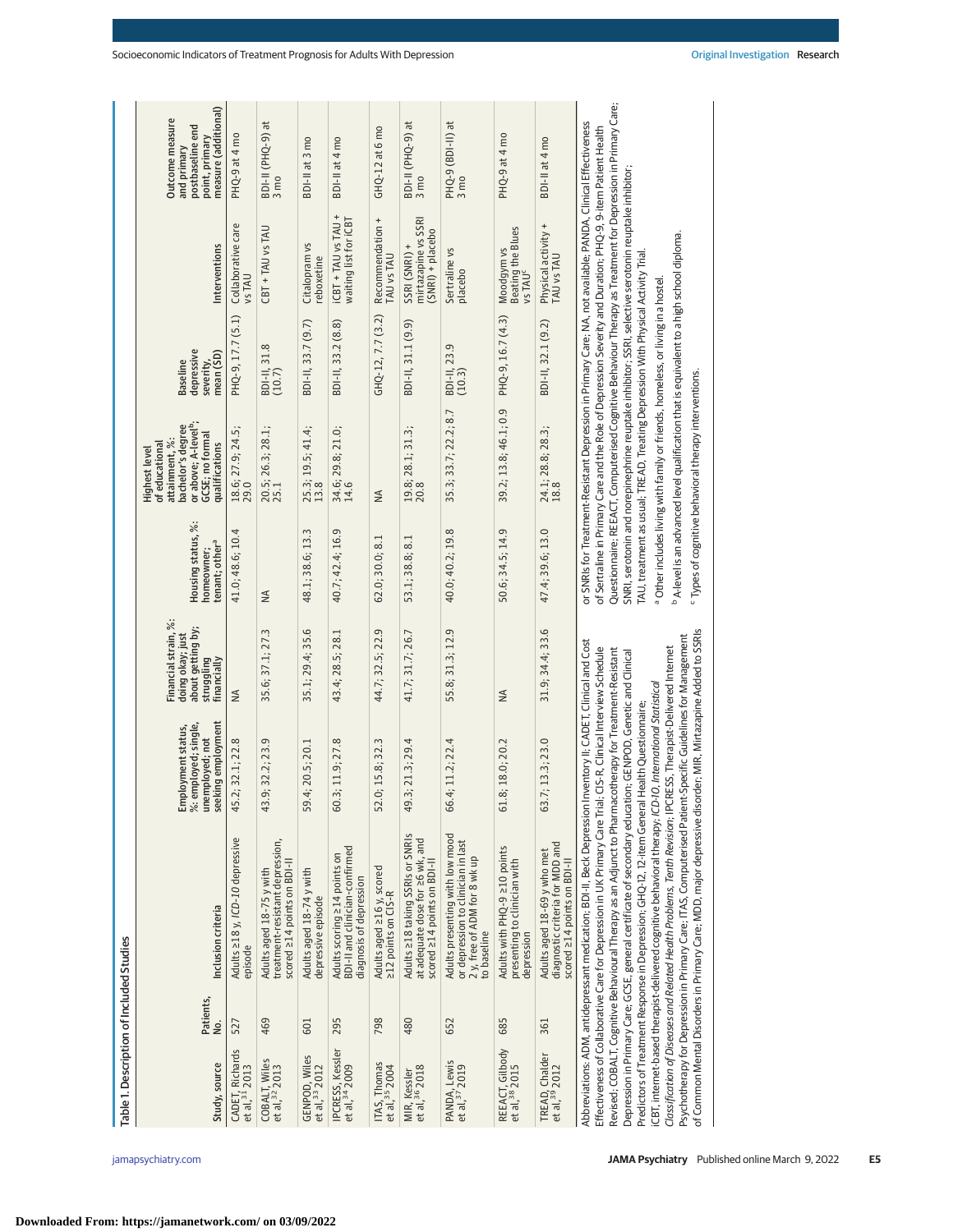Table 1. Description of Included Studies

| Study, source | Patients, No. | Inclusion criteria | Employment status, %: employed; single, unemployed; not seeking employment | Financial strain, %: doing okay; just about getting by; struggling financially | Housing status, %: homeowner; tenant; other[a] | Highest level of educational attainment, %: bachelor's degree or above; A-level[b]; GCSE; no formal qualifications | Baseline depressive severity, mean (SD) | Interventions | Outcome measure and primary postbaseline end point, primary measure (additional) |
|---|---|---|---|---|---|---|---|---|---|
| CADET, Richards et al,[31] 2013 | 527 | Adults ≥18 y, *ICD-10* depressive episode | 45.2; 32.1; 22.8 | NA | 41.0; 48.6; 10.4 | 18.6; 27.9; 24.5; 29.0 | PHQ-9, 17.7 (5.1) | Collaborative care vs TAU | PHQ-9 at 4 mo |
| COBALT, Wiles et al,[32] 2013 | 469 | Adults aged 18-75 y with treatment-resistant depression, scored ≥14 points on BDI-II | 43.9; 32.2; 23.9 | 35.6; 37.1; 27.3 | NA | 20.5; 26.3; 28.1; 25.1 | BDI-II, 31.8 (10.7) | CBT + TAU vs TAU | BDI-II (PHQ-9) at 3 mo |
| GENPOD, Wiles et al,[33] 2012 | 601 | Adults aged 18-74 y with depressive episode | 59.4; 20.5; 20.1 | 35.1; 29.4; 35.6 | 48.1; 38.6; 13.3 | 25.3; 19.5; 41.4; 13.8 | BDI-II, 33.7 (9.7) | Citalopram vs reboxetine | BDI-II at 3 mo |
| IPCRESS, Kessler et al,[34] 2009 | 295 | Adults scoring ≥14 points on BDI-II and clinician-confirmed diagnosis of depression | 60.3; 11.9; 27.8 | 43.4; 28.5; 28.1 | 40.7; 42.4; 16.9 | 34.6; 29.8; 21.0; 14.6 | BDI-II, 33.2 (8.8) | iCBT + TAU vs TAU + waiting list for iCBT | BDI-II at 4 mo |
| ITAS, Thomas et al,[35] 2004 | 798 | Adults aged ≥16 y, scored ≥12 points on CIS-R | 52.0; 15.8; 32.3 | 44.7; 32.5; 22.9 | 62.0; 30.0; 8.1 | NA | GHQ-12, 7.7 (3.2) | Recommendation + TAU vs TAU | GHQ-12 at 6 mo |
| MIR, Kessler et al,[36] 2018 | 480 | Adults ≥18 taking SSRIs or SNRIs at adequate dose for ≥6 wk, and scored ≥14 points on BDI-II | 49.3; 21.3; 29.4 | 41.7; 31.7; 26.7 | 53.1; 38.8; 8.1 | 19.8; 28.1; 31.3; 20.8 | BDI-II, 31.1 (9.9) | SSRI (SNRI) + mirtazapine vs SSRI (SNRI) + placebo | BDI-II (PHQ-9) at 3 mo |
| PANDA, Lewis et al,[37] 2019 | 652 | Adults presenting with low mood or depression to clinician in last 2 y, free of ADM for 8 wk up to baseline | 66.4; 11.2; 22.4 | 55.8; 31.3; 12.9 | 40.0; 40.2; 19.8 | 35.3; 33.7; 22.2; 8.7 | BDI-II, 23.9 (10.3) | Sertraline vs placebo | PHQ-9 (BDI-II) at 3 mo |
| REEACT, Gilbody et al,[38] 2015 | 685 | Adults with PHQ-9 ≥10 points presenting to clinician with depression | 61.8; 18.0; 20.2 | NA | 50.6; 34.5; 14.9 | 39.2; 13.8; 46.1; 0.9 | PHQ-9, 16.7 (4.3) | Moodgym vs Beating the Blues vs TAU[c] | PHQ-9 at 4 mo |
| TREAD, Chalder et al,[39] 2012 | 361 | Adults aged 18-69 y who met diagnostic criteria for MDD and scored ≥14 points on BDI-II | 63.7; 13.3; 23.0 | 31.9; 34.4; 33.6 | 47.4; 39.6; 13.0 | 24.1; 28.8; 28.3; 18.8 | BDI-II, 32.1 (9.2) | Physical activity + TAU vs TAU | BDI-II at 4 mo |

Abbreviations: ADM, antidepressant medication; BDI-II, Beck Depression Inventory II; CADET, Clinical and Cost Effectiveness of Collaborative Care for Depression in UK Primary Care Trial; CIS-R, Clinical Interview Schedule Revised; COBALT, Cognitive Behavioural Therapy as an Adjunct to Pharmacotherapy for Treatment-Resistant Depression in Primary Care; GCSE, general certificate of secondary education; GENPOD, Genetic and Clinical Predictors of Treatment Response in Depression; GHQ-12, 12-item General Health Questionnaire; iCBT, internet-based therapist-delivered cognitive behavioral therapy; *ICD-10*, *International Statistical Classification of Diseases and Related Health Problems, Tenth Revision*; IPCRESS, Therapist-Delivered Internet Psychotherapy for Depression in Primary Care; ITAS, Computerised Patient-Specific Guidelines for Management of Common Mental Disorders in Primary Care; MDD, major depressive disorder; MIR, Mirtazapine Added to SSRIs or SNRIs for Treatment-Resistant Depression in Primary Care; NA, not available; PANDA, Clinical Effectiveness of Sertraline in Primary Care and the Role of Depression Severity and Duration; PHQ-9, 9-item Patient Health Questionnaire; REEACT, Computerised Cognitive Behaviour Therapy as Treatment for Depression in Primary Care; SNRI, serotonin and norepinephrine reuptake inhibitor; SSRI, selective serotonin reuptake inhibitor; TAU, treatment as usual; TREAD, Treating Depression With Physical Activity Trial.

[a] Other includes living with family or friends, homeless, or living in a hostel.

[b] A-level is an advanced level qualification that is equivalent to a high school diploma.

[c] Types of cognitive behavioral therapy interventions.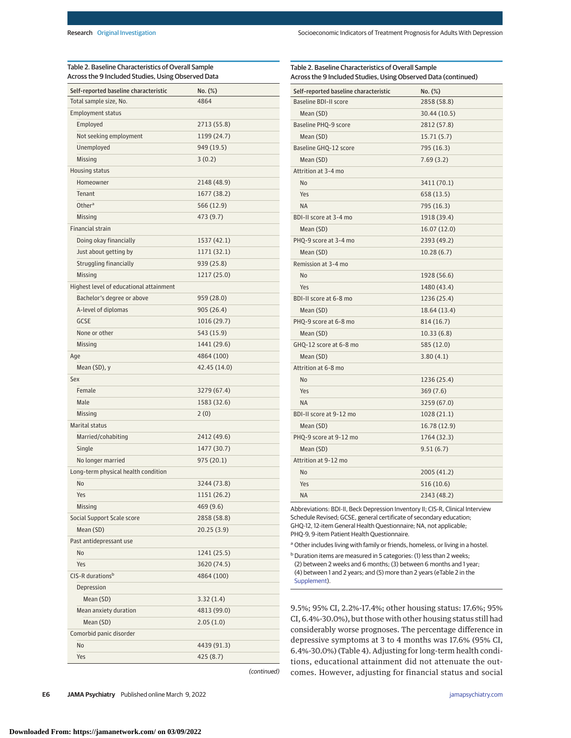Table 2. Baseline Characteristics of Overall Sample Across the 9 Included Studies, Using Observed Data

| Self-reported baseline characteristic | No. (%) |
|---|---|
| Total sample size, No. | 4864 |
| Employment status | |
| Employed | 2713 (55.8) |
| Not seeking employment | 1199 (24.7) |
| Unemployed | 949 (19.5) |
| Missing | 3 (0.2) |
| Housing status | |
| Homeowner | 2148 (48.9) |
| Tenant | 1677 (38.2) |
| Other[a] | 566 (12.9) |
| Missing | 473 (9.7) |
| Financial strain | |
| Doing okay financially | 1537 (42.1) |
| Just about getting by | 1171 (32.1) |
| Struggling financially | 939 (25.8) |
| Missing | 1217 (25.0) |
| Highest level of educational attainment | |
| Bachelor's degree or above | 959 (28.0) |
| A-level of diplomas | 905 (26.4) |
| GCSE | 1016 (29.7) |
| None or other | 543 (15.9) |
| Missing | 1441 (29.6) |
| Age | 4864 (100) |
| Mean (SD), y | 42.45 (14.0) |
| Sex | |
| Female | 3279 (67.4) |
| Male | 1583 (32.6) |
| Missing | 2 (0) |
| Marital status | |
| Married/cohabiting | 2412 (49.6) |
| Single | 1477 (30.7) |
| No longer married | 975 (20.1) |
| Long-term physical health condition | |
| No | 3244 (73.8) |
| Yes | 1151 (26.2) |
| Missing | 469 (9.6) |
| Social Support Scale score | 2858 (58.8) |
| Mean (SD) | 20.25 (3.9) |
| Past antidepressant use | |
| No | 1241 (25.5) |
| Yes | 3620 (74.5) |
| CIS-R durations[b] | 4864 (100) |
| Depression | |
| Mean (SD) | 3.32 (1.4) |
| Mean anxiety duration | 4813 (99.0) |
| Mean (SD) | 2.05 (1.0) |
| Comorbid panic disorder | |
| No | 4439 (91.3) |
| Yes | 425 (8.7) |
| Baseline BDI-II score | 2858 (58.8) |
| Mean (SD) | 30.44 (10.5) |
| Baseline PHQ-9 score | 2812 (57.8) |
| Mean (SD) | 15.71 (5.7) |
| Baseline GHQ-12 score | 795 (16.3) |
| Mean (SD) | 7.69 (3.2) |
| Attrition at 3-4 mo | |
| No | 3411 (70.1) |
| Yes | 658 (13.5) |
| NA | 795 (16.3) |
| BDI-II score at 3-4 mo | 1918 (39.4) |
| Mean (SD) | 16.07 (12.0) |
| PHQ-9 score at 3-4 mo | 2393 (49.2) |
| Mean (SD) | 10.28 (6.7) |
| Remission at 3-4 mo | |
| No | 1928 (56.6) |
| Yes | 1480 (43.4) |
| BDI-II score at 6-8 mo | 1236 (25.4) |
| Mean (SD) | 18.64 (13.4) |
| PHQ-9 score at 6-8 mo | 814 (16.7) |
| Mean (SD) | 10.33 (6.8) |
| GHQ-12 score at 6-8 mo | 585 (12.0) |
| Mean (SD) | 3.80 (4.1) |
| Attrition at 6-8 mo | |
| No | 1236 (25.4) |
| Yes | 369 (7.6) |
| NA | 3259 (67.0) |
| BDI-II score at 9-12 mo | 1028 (21.1) |
| Mean (SD) | 16.78 (12.9) |
| PHQ-9 score at 9-12 mo | 1764 (32.3) |
| Mean (SD) | 9.51 (6.7) |
| Attrition at 9-12 mo | |
| No | 2005 (41.2) |
| Yes | 516 (10.6) |
| NA | 2343 (48.2) |

Abbreviations: BDI-II, Beck Depression Inventory II; CIS-R, Clinical Interview Schedule Revised; GCSE, general certificate of secondary education; GHQ-12, 12-item General Health Questionnaire; NA, not applicable; PHQ-9, 9-item Patient Health Questionnaire.

[a] Other includes living with family or friends, homeless, or living in a hostel.

[b] Duration items are measured in 5 categories: (1) less than 2 weeks; (2) between 2 weeks and 6 months; (3) between 6 months and 1 year; (4) between 1 and 2 years; and (5) more than 2 years (eTable 2 in the Supplement).

9.5%; 95% CI, 2.2%-17.4%; other housing status: 17.6%; 95% CI, 6.4%-30.0%), but those with other housing status still had considerably worse prognoses. The percentage difference in depressive symptoms at 3 to 4 months was 17.6% (95% CI, 6.4%-30.0%) (Table 4). Adjusting for long-term health conditions, educational attainment did not attenuate the outcomes. However, adjusting for financial status and social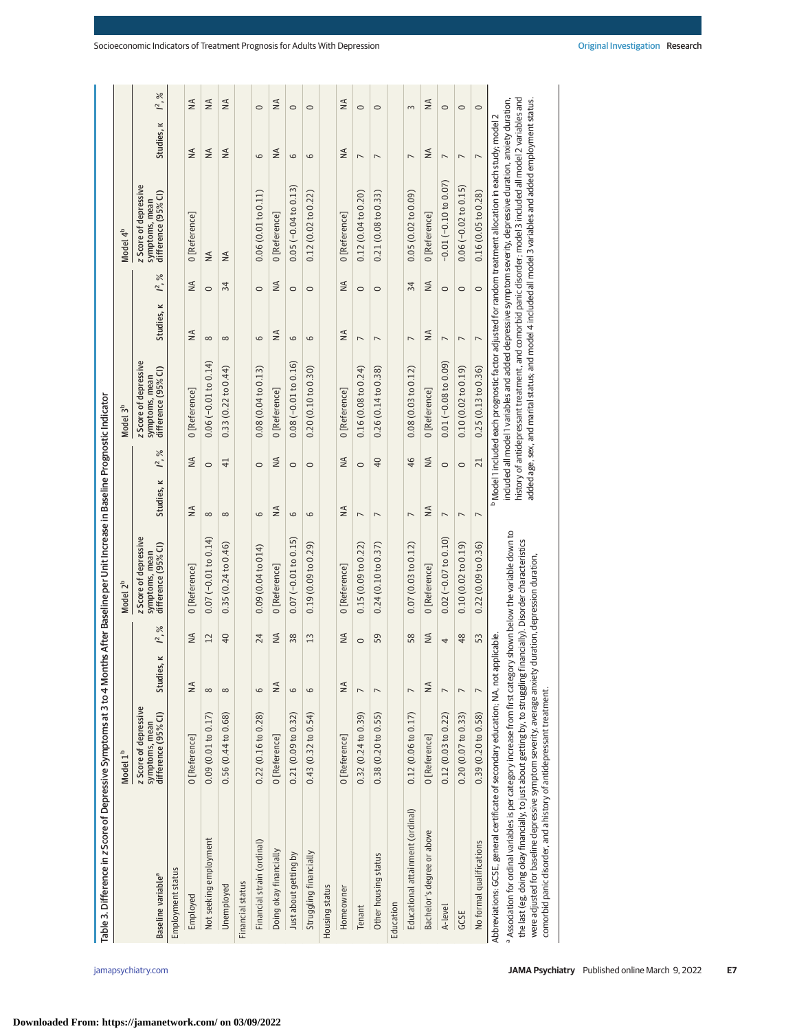Table 3. Difference in z Score of Depressive Symptoms at 3 to 4 Months After Baseline per Unit Increase in Baseline Prognostic Indicator

| Baseline variable[a] | Model 1[b] | | | Model 2[b] | | | Model 3[b] | | | Model 4[b] | | |
|---|---|---|---|---|---|---|---|---|---|---|---|---|
| | z Score of depressive symptoms, mean difference (95% CI) | Studies, κ | $I^2$, % | z Score of depressive symptoms, mean difference (95% CI) | Studies, κ | $I^2$, % | z Score of depressive symptoms, mean difference (95% CI) | Studies, κ | $I^2$, % | z Score of depressive symptoms, mean difference (95% CI) | Studies, κ | $I^2$, % |
| **Employment status** | | | | | | | | | | | | |
| Employed | 0 [Reference] | NA | NA | 0 [Reference] | NA | NA | 0 [Reference] | NA | NA | 0 [Reference] | NA | NA |
| Not seeking employment | 0.09 (0.01 to 0.17) | 8 | 12 | 0.07 (−0.01 to 0.14) | 8 | 0 | 0.06 (−0.01 to 0.14) | 8 | 0 | NA | NA | NA |
| Unemployed | 0.56 (0.44 to 0.68) | 8 | 40 | 0.35 (0.24 to 0.46) | 8 | 41 | 0.33 (0.22 to 0.44) | 8 | 34 | NA | NA | NA |
| **Financial status** | | | | | | | | | | | | |
| Financial strain (ordinal) | 0.22 (0.16 to 0.28) | 6 | 24 | 0.09 (0.04 to 014) | 6 | 0 | 0.08 (0.04 to 0.13) | 6 | 0 | 0.06 (0.01 to 0.11) | 6 | 0 |
| Doing okay financially | 0 [Reference] | NA | NA | 0 [Reference] | NA | NA | 0 [Reference] | NA | NA | 0 [Reference] | NA | NA |
| Just about getting by | 0.21 (0.09 to 0.32) | 6 | 38 | 0.07 (−0.01 to 0.15) | 6 | 0 | 0.08 (−0.01 to 0.16) | 6 | 0 | 0.05 (−0.04 to 0.13) | 6 | 0 |
| Struggling financially | 0.43 (0.32 to 0.54) | 6 | 13 | 0.19 (0.09 to 0.29) | 6 | 0 | 0.20 (0.10 to 0.30) | 6 | 0 | 0.12 (0.02 to 0.22) | 6 | 0 |
| **Housing status** | | | | | | | | | | | | |
| Homeowner | 0 [Reference] | NA | NA | 0 [Reference] | NA | NA | 0 [Reference] | NA | NA | 0 [Reference] | NA | NA |
| Tenant | 0.32 (0.24 to 0.39) | 7 | 0 | 0.15 (0.09 to 0.22) | 7 | 0 | 0.16 (0.08 to 0.24) | 7 | 0 | 0.12 (0.04 to 0.20) | 7 | 0 |
| Other housing status | 0.38 (0.20 to 0.55) | 7 | 59 | 0.24 (0.10 to 0.37) | 7 | 40 | 0.26 (0.14 to 0.38) | 7 | 0 | 0.21 (0.08 to 0.33) | 7 | 0 |
| **Education** | | | | | | | | | | | | |
| Educational attainment (ordinal) | 0.12 (0.06 to 0.17) | 7 | 58 | 0.07 (0.03 to 0.12) | 7 | 46 | 0.08 (0.03 to 0.12) | 7 | 34 | 0.05 (0.02 to 0.09) | 7 | 3 |
| Bachelor's degree or above | 0 [Reference] | NA | NA | 0 [Reference] | NA | NA | 0 [Reference] | NA | NA | 0 [Reference] | NA | NA |
| A-level | 0.12 (0.03 to 0.22) | 7 | 4 | 0.02 (−0.07 to 0.10) | 7 | 0 | 0.01 (−0.08 to 0.09) | 7 | 0 | −0.01 (−0.10 to 0.07) | 7 | 0 |
| GCSE | 0.20 (0.07 to 0.33) | 7 | 48 | 0.10 (0.02 to 0.19) | 7 | 0 | 0.10 (0.02 to 0.19) | 7 | 0 | 0.06 (−0.02 to 0.15) | 7 | 0 |
| No formal qualifications | 0.39 (0.20 to 0.58) | 7 | 53 | 0.22 (0.09 to 0.36) | 7 | 21 | 0.25 (0.13 to 0.36) | 7 | 0 | 0.16 (0.05 to 0.28) | 7 | 0 |

Abbreviations: GCSE, general certificate of secondary education; NA, not applicable.

[a] Association for ordinal variables is per category increase from first category shown below the variable down to the last (eg, doing okay financially, to just about getting by, to struggling financially). Disorder characteristics were adjusted for baseline depressive symptom severity, average anxiety duration, depression duration, comorbid panic disorder, and a history of antidepressant treatment.

[b] Model 1 included each prognostic factor adjusted for random treatment allocation in each study; model 2 included all model 1 variables and added depressive symptom severity, depressive duration, anxiety duration, history of antidepressant treatment, and comorbid panic disorder; model 3 included all model 2 variables and added age, sex, and marital status; and model 4 included all model 3 variables and added employment status.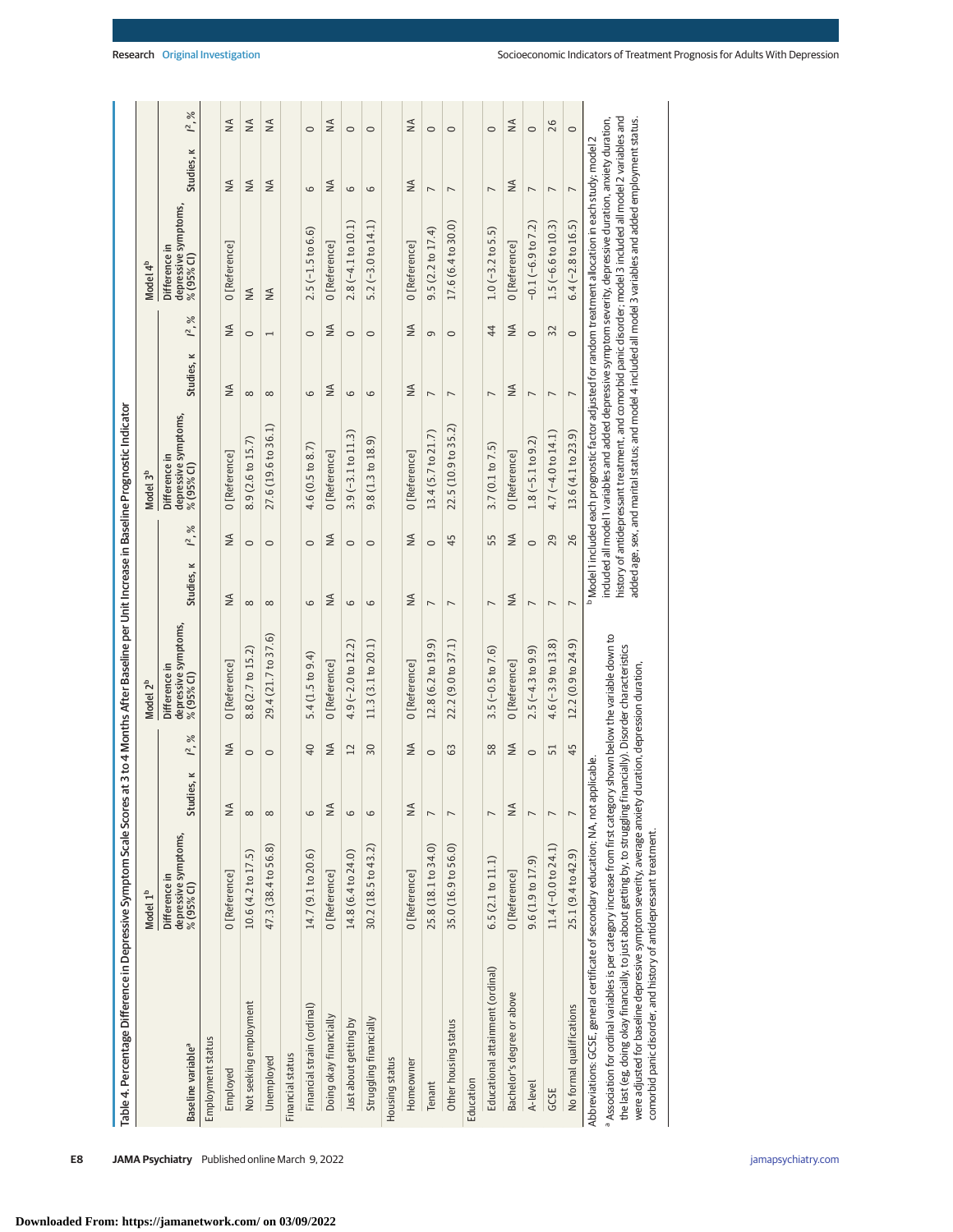Table 4. Percentage Difference in Depressive Symptom Scale Scores at 3 to 4 Months After Baseline per Unit Increase in Baseline Prognostic Indicator

| Baseline variable[a] | Model 1[b] | | | Model 2[b] | | | Model 3[b] | | | Model 4[b] | | |
|---|---|---|---|---|---|---|---|---|---|---|---|---|
| | Difference in depressive symptoms, % (95% CI) | Studies, κ | $I^2$, % | Difference in depressive symptoms, % (95% CI) | Studies, κ | $I^2$, % | Difference in depressive symptoms, % (95% CI) | Studies, κ | $I^2$, % | Difference in depressive symptoms, % (95% CI) | Studies, κ | $I^2$, % |
| Employment status | | | | | | | | | | | | |
| Employed | 0 [Reference] | NA | NA | 0 [Reference] | NA | NA | 0 [Reference] | NA | NA | 0 [Reference] | NA | NA |
| Not seeking employment | 10.6 (4.2 to 17.5) | 8 | 0 | 8.8 (2.7 to 15.2) | 8 | 0 | 8.9 (2.6 to 15.7) | 8 | 0 | NA | NA | NA |
| Unemployed | 47.3 (38.4 to 56.8) | 8 | 0 | 29.4 (21.7 to 37.6) | 8 | 0 | 27.6 (19.6 to 36.1) | 8 | 1 | NA | NA | NA |
| Financial status | | | | | | | | | | | | |
| Financial strain (ordinal) | 14.7 (9.1 to 20.6) | 6 | 40 | 5.4 (1.5 to 9.4) | 6 | 0 | 4.6 (0.5 to 8.7) | 6 | 0 | 2.5 (−1.5 to 6.6) | 6 | 0 |
| Doing okay financially | 0 [Reference] | NA | NA | 0 [Reference] | NA | NA | 0 [Reference] | NA | NA | 0 [Reference] | NA | NA |
| Just about getting by | 14.8 (6.4 to 24.0) | 6 | 12 | 4.9 (−2.0 to 12.2) | 6 | 0 | 3.9 (−3.1 to 11.3) | 6 | 0 | 2.8 (−4.1 to 10.1) | 6 | 0 |
| Struggling financially | 30.2 (18.5 to 43.2) | 6 | 30 | 11.3 (3.1 to 20.1) | 6 | 0 | 9.8 (1.3 to 18.9) | 6 | 0 | 5.2 (−3.0 to 14.1) | 6 | 0 |
| Housing status | | | | | | | | | | | | |
| Homeowner | 0 [Reference] | NA | NA | 0 [Reference] | NA | NA | 0 [Reference] | NA | NA | 0 [Reference] | NA | NA |
| Tenant | 25.8 (18.1 to 34.0) | 7 | 0 | 12.8 (6.2 to 19.9) | 7 | 0 | 13.4 (5.7 to 21.7) | 7 | 9 | 9.5 (2.2 to 17.4) | 7 | 0 |
| Other housing status | 35.0 (16.9 to 56.0) | 7 | 63 | 22.2 (9.0 to 37.1) | 7 | 45 | 22.5 (10.9 to 35.2) | 7 | 0 | 17.6 (6.4 to 30.0) | 7 | 0 |
| Education | | | | | | | | | | | | |
| Educational attainment (ordinal) | 6.5 (2.1 to 11.1) | 7 | 58 | 3.5 (−0.5 to 7.6) | 7 | 55 | 3.7 (0.1 to 7.5) | 7 | 44 | 1.0 (−3.2 to 5.5) | 7 | 0 |
| Bachelor's degree or above | 0 [Reference] | NA | NA | 0 [Reference] | NA | NA | 0 [Reference] | NA | NA | 0 [Reference] | NA | NA |
| A-level | 9.6 (1.9 to 17.9) | 7 | 0 | 2.5 (−4.3 to 9.9) | 7 | 0 | 1.8 (−5.1 to 9.2) | 7 | 0 | −0.1 (−6.9 to 7.2) | 7 | 0 |
| GCSE | 11.4 (−0.0 to 24.1) | 7 | 51 | 4.6 (−3.9 to 13.8) | 7 | 29 | 4.7 (−4.0 to 14.1) | 7 | 32 | 1.5 (−6.6 to 10.3) | 7 | 26 |
| No formal qualifications | 25.1 (9.4 to 42.9) | 7 | 45 | 12.2 (0.9 to 24.9) | 7 | 26 | 13.6 (4.1 to 23.9) | 7 | 0 | 6.4 (−2.8 to 16.5) | 7 | 0 |

Abbreviations: GCSE, general certificate of secondary education; NA, not applicable.

[a] Association for ordinal variables is per category increase from first category shown below the variable down to the last (eg, doing okay financially, to just about getting by, to struggling financially). Disorder characteristics were adjusted for baseline depressive symptom severity, average anxiety duration, depression duration, comorbid panic disorder, and history of antidepressant treatment.

[b] Model 1 included each prognostic factor adjusted for random treatment allocation in each study; model 2 included all model 1 variables and added depressive symptom severity, depressive duration, anxiety duration, history of antidepressant treatment, and comorbid panic disorder; model 3 included all model 2 variables and added age, sex, and marital status; and model 4 included all model 3 variables and added employment status.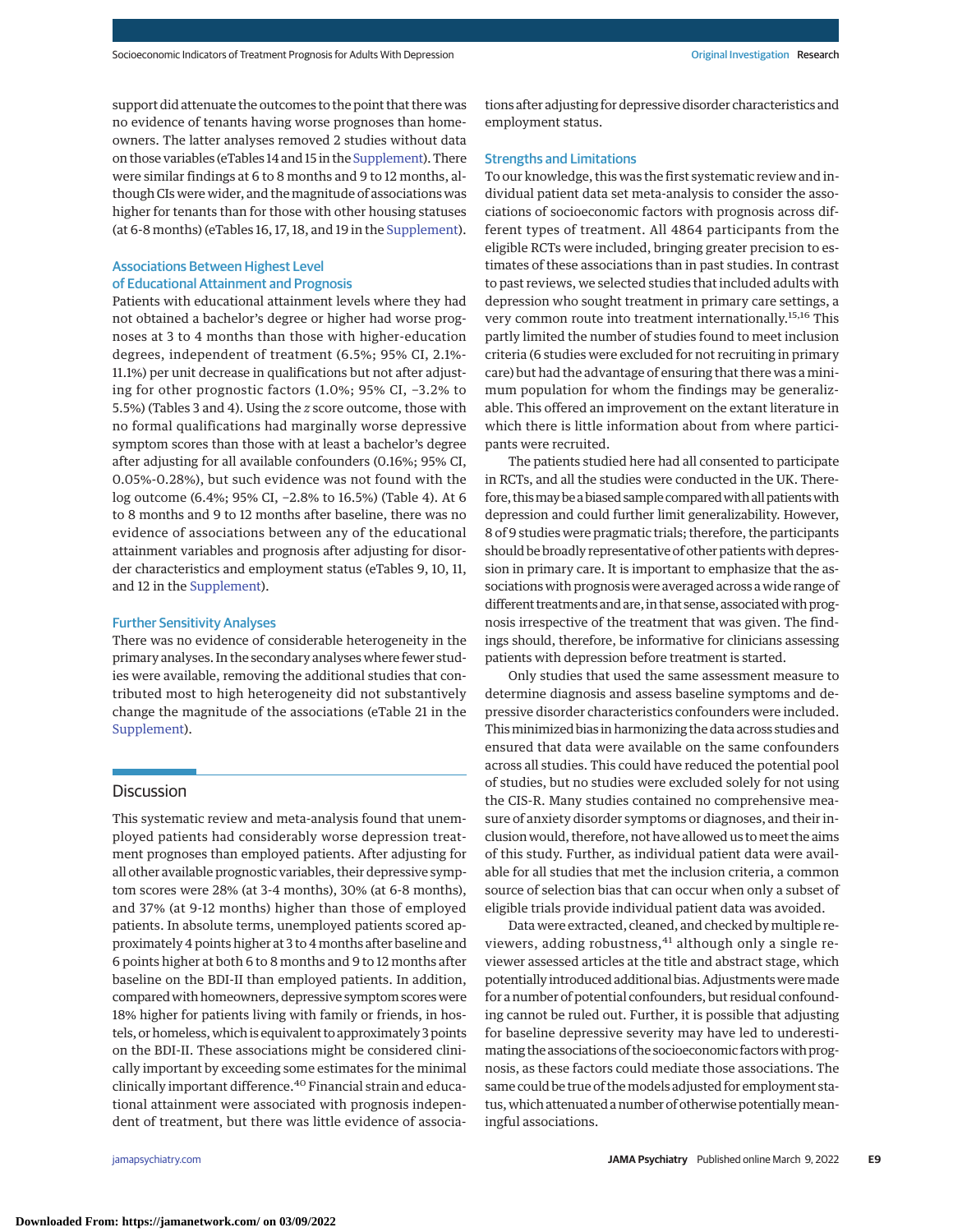support did attenuate the outcomes to the point that there was no evidence of tenants having worse prognoses than homeowners. The latter analyses removed 2 studies without data on those variables (eTables 14 and 15 in the Supplement). There were similar findings at 6 to 8 months and 9 to 12 months, although CIs were wider, and the magnitude of associations was higher for tenants than for those with other housing statuses (at 6-8 months) (eTables 16, 17, 18, and 19 in the Supplement).

### Associations Between Highest Level of Educational Attainment and Prognosis

Patients with educational attainment levels where they had not obtained a bachelor's degree or higher had worse prognoses at 3 to 4 months than those with higher-education degrees, independent of treatment (6.5%; 95% CI, 2.1%-11.1%) per unit decrease in qualifications but not after adjusting for other prognostic factors (1.0%; 95% CI, −3.2% to 5.5%) (Tables 3 and 4). Using the *z* score outcome, those with no formal qualifications had marginally worse depressive symptom scores than those with at least a bachelor's degree after adjusting for all available confounders (0.16%; 95% CI, 0.05%-0.28%), but such evidence was not found with the log outcome (6.4%; 95% CI, −2.8% to 16.5%) (Table 4). At 6 to 8 months and 9 to 12 months after baseline, there was no evidence of associations between any of the educational attainment variables and prognosis after adjusting for disorder characteristics and employment status (eTables 9, 10, 11, and 12 in the Supplement).

### Further Sensitivity Analyses

There was no evidence of considerable heterogeneity in the primary analyses. In the secondary analyses where fewer studies were available, removing the additional studies that contributed most to high heterogeneity did not substantively change the magnitude of the associations (eTable 21 in the Supplement).

## Discussion

This systematic review and meta-analysis found that unemployed patients had considerably worse depression treatment prognoses than employed patients. After adjusting for all other available prognostic variables, their depressive symptom scores were 28% (at 3-4 months), 30% (at 6-8 months), and 37% (at 9-12 months) higher than those of employed patients. In absolute terms, unemployed patients scored approximately 4 points higher at 3 to 4 months after baseline and 6 points higher at both 6 to 8 months and 9 to 12 months after baseline on the BDI-II than employed patients. In addition, compared with homeowners, depressive symptom scores were 18% higher for patients living with family or friends, in hostels, or homeless, which is equivalent to approximately 3 points on the BDI-II. These associations might be considered clinically important by exceeding some estimates for the minimal clinically important difference.[40] Financial strain and educational attainment were associated with prognosis independent of treatment, but there was little evidence of associations after adjusting for depressive disorder characteristics and employment status.

### Strengths and Limitations

To our knowledge, this was the first systematic review and individual patient data set meta-analysis to consider the associations of socioeconomic factors with prognosis across different types of treatment. All 4864 participants from the eligible RCTs were included, bringing greater precision to estimates of these associations than in past studies. In contrast to past reviews, we selected studies that included adults with depression who sought treatment in primary care settings, a very common route into treatment internationally.[15,16] This partly limited the number of studies found to meet inclusion criteria (6 studies were excluded for not recruiting in primary care) but had the advantage of ensuring that there was a minimum population for whom the findings may be generalizable. This offered an improvement on the extant literature in which there is little information about from where participants were recruited.

The patients studied here had all consented to participate in RCTs, and all the studies were conducted in the UK. Therefore, this may be a biased sample compared with all patients with depression and could further limit generalizability. However, 8 of 9 studies were pragmatic trials; therefore, the participants should be broadly representative of other patients with depression in primary care. It is important to emphasize that the associations with prognosis were averaged across a wide range of different treatments and are, in that sense, associated with prognosis irrespective of the treatment that was given. The findings should, therefore, be informative for clinicians assessing patients with depression before treatment is started.

Only studies that used the same assessment measure to determine diagnosis and assess baseline symptoms and depressive disorder characteristics confounders were included. This minimized bias in harmonizing the data across studies and ensured that data were available on the same confounders across all studies. This could have reduced the potential pool of studies, but no studies were excluded solely for not using the CIS-R. Many studies contained no comprehensive measure of anxiety disorder symptoms or diagnoses, and their inclusion would, therefore, not have allowed us to meet the aims of this study. Further, as individual patient data were available for all studies that met the inclusion criteria, a common source of selection bias that can occur when only a subset of eligible trials provide individual patient data was avoided.

Data were extracted, cleaned, and checked by multiple reviewers, adding robustness,[41] although only a single reviewer assessed articles at the title and abstract stage, which potentially introduced additional bias. Adjustments were made for a number of potential confounders, but residual confounding cannot be ruled out. Further, it is possible that adjusting for baseline depressive severity may have led to underestimating the associations of the socioeconomic factors with prognosis, as these factors could mediate those associations. The same could be true of the models adjusted for employment status, which attenuated a number of otherwise potentially meaningful associations.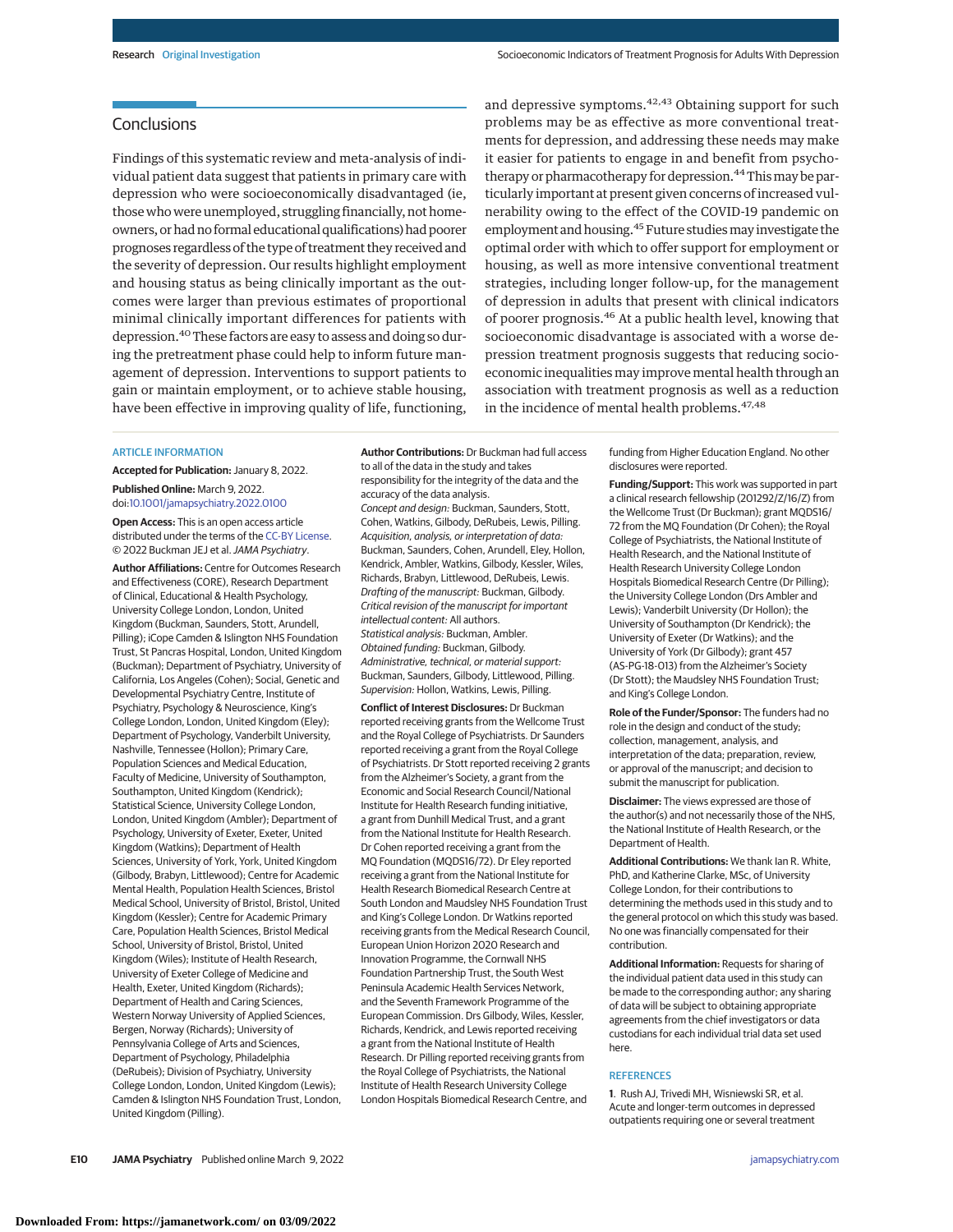## Conclusions

Findings of this systematic review and meta-analysis of individual patient data suggest that patients in primary care with depression who were socioeconomically disadvantaged (ie, those who were unemployed, struggling financially, not homeowners, or had no formal educational qualifications) had poorer prognoses regardless of the type of treatment they received and the severity of depression. Our results highlight employment and housing status as being clinically important as the outcomes were larger than previous estimates of proportional minimal clinically important differences for patients with depression.[40] These factors are easy to assess and doing so during the pretreatment phase could help to inform future management of depression. Interventions to support patients to gain or maintain employment, or to achieve stable housing, have been effective in improving quality of life, functioning, and depressive symptoms.[42,43] Obtaining support for such problems may be as effective as more conventional treatments for depression, and addressing these needs may make it easier for patients to engage in and benefit from psychotherapy or pharmacotherapy for depression.[44] This may be particularly important at present given concerns of increased vulnerability owing to the effect of the COVID-19 pandemic on employment and housing.[45] Future studies may investigate the optimal order with which to offer support for employment or housing, as well as more intensive conventional treatment strategies, including longer follow-up, for the management of depression in adults that present with clinical indicators of poorer prognosis.[46] At a public health level, knowing that socioeconomic disadvantage is associated with a worse depression treatment prognosis suggests that reducing socioeconomic inequalities may improve mental health through an association with treatment prognosis as well as a reduction in the incidence of mental health problems.[47,48]

ARTICLE INFORMATION

**Accepted for Publication:** January 8, 2022.

**Published Online:** March 9, 2022. doi:10.1001/jamapsychiatry.2022.0100

**Open Access:** This is an open access article distributed under the terms of the CC-BY License. © 2022 Buckman JEJ et al. *JAMA Psychiatry*.

**Author Affiliations:** Centre for Outcomes Research and Effectiveness (CORE), Research Department of Clinical, Educational & Health Psychology, University College London, London, United Kingdom (Buckman, Saunders, Stott, Arundell, Pilling); iCope Camden & Islington NHS Foundation Trust, St Pancras Hospital, London, United Kingdom (Buckman); Department of Psychiatry, University of California, Los Angeles (Cohen); Social, Genetic and Developmental Psychiatry Centre, Institute of Psychiatry, Psychology & Neuroscience, King's College London, London, United Kingdom (Eley); Department of Psychology, Vanderbilt University, Nashville, Tennessee (Hollon); Primary Care, Population Sciences and Medical Education, Faculty of Medicine, University of Southampton, Southampton, United Kingdom (Kendrick); Statistical Science, University College London, London, United Kingdom (Ambler); Department of Psychology, University of Exeter, Exeter, United Kingdom (Watkins); Department of Health Sciences, University of York, York, United Kingdom (Gilbody, Brabyn, Littlewood); Centre for Academic Mental Health, Population Health Sciences, Bristol Medical School, University of Bristol, Bristol, United Kingdom (Kessler); Centre for Academic Primary Care, Population Health Sciences, Bristol Medical School, University of Bristol, Bristol, United Kingdom (Wiles); Institute of Health Research, University of Exeter College of Medicine and Health, Exeter, United Kingdom (Richards); Department of Health and Caring Sciences, Western Norway University of Applied Sciences, Bergen, Norway (Richards); University of Pennsylvania College of Arts and Sciences, Department of Psychology, Philadelphia (DeRubeis); Division of Psychiatry, University College London, London, United Kingdom (Lewis); Camden & Islington NHS Foundation Trust, London, United Kingdom (Pilling).

**Author Contributions:** Dr Buckman had full access to all of the data in the study and takes responsibility for the integrity of the data and the accuracy of the data analysis.
*Concept and design:* Buckman, Saunders, Stott, Cohen, Watkins, Gilbody, DeRubeis, Lewis, Pilling.
*Acquisition, analysis, or interpretation of data:* Buckman, Saunders, Cohen, Arundell, Eley, Hollon, Kendrick, Ambler, Watkins, Gilbody, Kessler, Wiles, Richards, Brabyn, Littlewood, DeRubeis, Lewis.
*Drafting of the manuscript:* Buckman, Gilbody.
*Critical revision of the manuscript for important intellectual content:* All authors.
*Statistical analysis:* Buckman, Ambler.
*Obtained funding:* Buckman, Gilbody.
*Administrative, technical, or material support:* Buckman, Saunders, Gilbody, Littlewood, Pilling.
*Supervision:* Hollon, Watkins, Lewis, Pilling.

**Conflict of Interest Disclosures:** Dr Buckman reported receiving grants from the Wellcome Trust and the Royal College of Psychiatrists. Dr Saunders reported receiving a grant from the Royal College of Psychiatrists. Dr Stott reported receiving 2 grants from the Alzheimer's Society, a grant from the Economic and Social Research Council/National Institute for Health Research funding initiative, a grant from Dunhill Medical Trust, and a grant from the National Institute for Health Research. Dr Cohen reported receiving a grant from the MQ Foundation (MQDS16/72). Dr Eley reported receiving a grant from the National Institute for Health Research Biomedical Research Centre at South London and Maudsley NHS Foundation Trust and King's College London. Dr Watkins reported receiving grants from the Medical Research Council, European Union Horizon 2020 Research and Innovation Programme, the Cornwall NHS Foundation Partnership Trust, the South West Peninsula Academic Health Services Network, and the Seventh Framework Programme of the European Commission. Drs Gilbody, Wiles, Kessler, Richards, Kendrick, and Lewis reported receiving a grant from the National Institute of Health Research. Dr Pilling reported receiving grants from the Royal College of Psychiatrists, the National Institute of Health Research University College London Hospitals Biomedical Research Centre, and funding from Higher Education England. No other disclosures were reported.

**Funding/Support:** This work was supported in part a clinical research fellowship (201292/Z/16/Z) from the Wellcome Trust (Dr Buckman); grant MQDS16/72 from the MQ Foundation (Dr Cohen); the Royal College of Psychiatrists, the National Institute of Health Research, and the National Institute of Health Research University College London Hospitals Biomedical Research Centre (Dr Pilling); the University College London (Drs Ambler and Lewis); Vanderbilt University (Dr Hollon); the University of Southampton (Dr Kendrick); the University of Exeter (Dr Watkins); and the University of York (Dr Gilbody); grant 457 (AS-PG-18-013) from the Alzheimer's Society (Dr Stott); the Maudsley NHS Foundation Trust; and King's College London.

**Role of the Funder/Sponsor:** The funders had no role in the design and conduct of the study; collection, management, analysis, and interpretation of the data; preparation, review, or approval of the manuscript; and decision to submit the manuscript for publication.

**Disclaimer:** The views expressed are those of the author(s) and not necessarily those of the NHS, the National Institute of Health Research, or the Department of Health.

**Additional Contributions:** We thank Ian R. White, PhD, and Katherine Clarke, MSc, of University College London, for their contributions to determining the methods used in this study and to the general protocol on which this study was based. No one was financially compensated for their contribution.

**Additional Information:** Requests for sharing of the individual patient data used in this study can be made to the corresponding author; any sharing of data will be subject to obtaining appropriate agreements from the chief investigators or data custodians for each individual trial data set used here.

REFERENCES

1. Rush AJ, Trivedi MH, Wisniewski SR, et al. Acute and longer-term outcomes in depressed outpatients requiring one or several treatment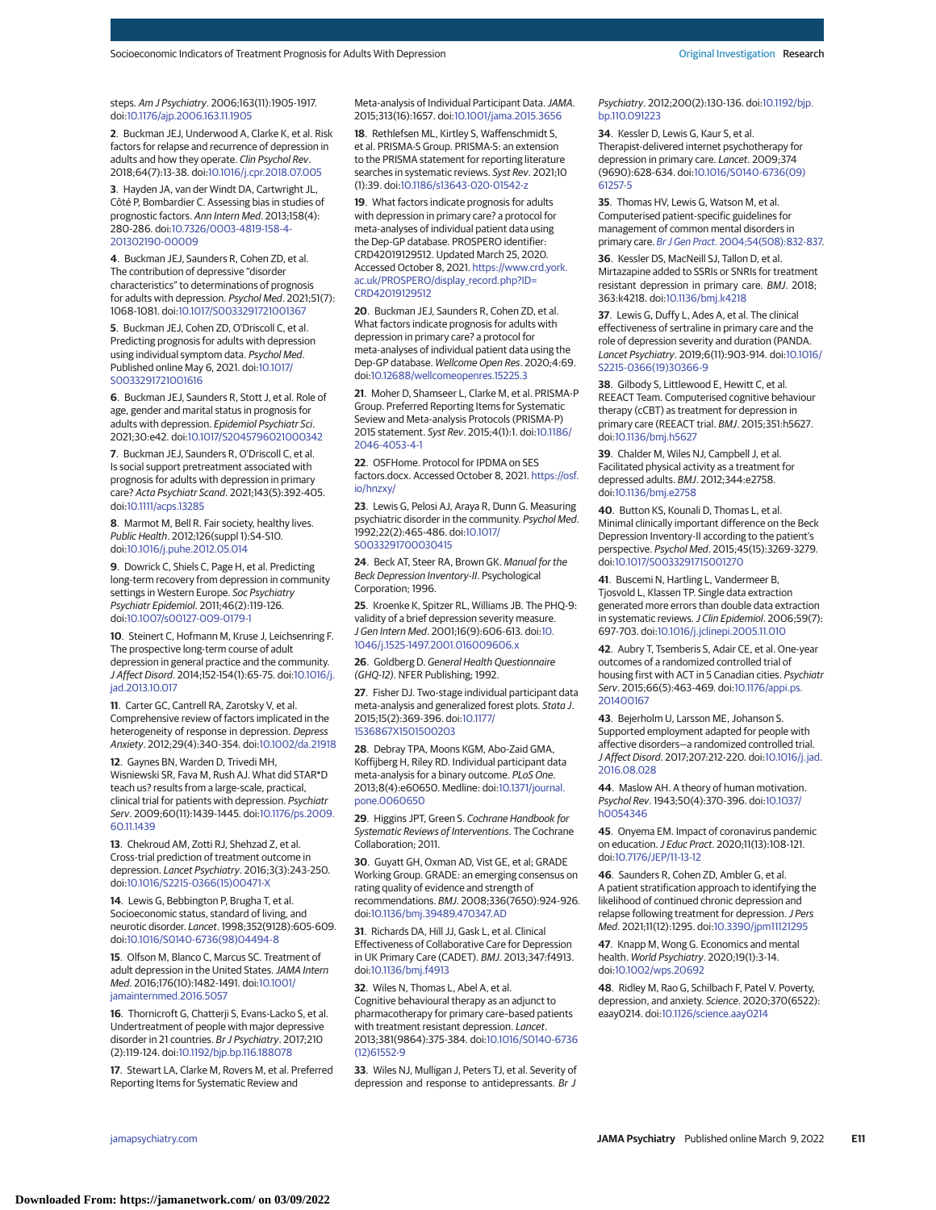steps. *Am J Psychiatry*. 2006;163(11):1905-1917. doi:10.1176/ajp.2006.163.11.1905

2. Buckman JEJ, Underwood A, Clarke K, et al. Risk factors for relapse and recurrence of depression in adults and how they operate. *Clin Psychol Rev*. 2018;64(7):13-38. doi:10.1016/j.cpr.2018.07.005

3. Hayden JA, van der Windt DA, Cartwright JL, Côté P, Bombardier C. Assessing bias in studies of prognostic factors. *Ann Intern Med*. 2013;158(4):280-286. doi:10.7326/0003-4819-158-4-201302190-00009

4. Buckman JEJ, Saunders R, Cohen ZD, et al. The contribution of depressive "disorder characteristics" to determinations of prognosis for adults with depression. *Psychol Med*. 2021;51(7):1068-1081. doi:10.1017/S0033291721001367

5. Buckman JEJ, Cohen ZD, O'Driscoll C, et al. Predicting prognosis for adults with depression using individual symptom data. *Psychol Med*. Published online May 6, 2021. doi:10.1017/S0033291721001616

6. Buckman JEJ, Saunders R, Stott J, et al. Role of age, gender and marital status in prognosis for adults with depression. *Epidemiol Psychiatr Sci*. 2021;30:e42. doi:10.1017/S2045796021000342

7. Buckman JEJ, Saunders R, O'Driscoll C, et al. Is social support pretreatment associated with prognosis for adults with depression in primary care? *Acta Psychiatr Scand*. 2021;143(5):392-405. doi:10.1111/acps.13285

8. Marmot M, Bell R. Fair society, healthy lives. *Public Health*. 2012;126(suppl 1):S4-S10. doi:10.1016/j.puhe.2012.05.014

9. Dowrick C, Shiels C, Page H, et al. Predicting long-term recovery from depression in community settings in Western Europe. *Soc Psychiatry Psychiatr Epidemiol*. 2011;46(2):119-126. doi:10.1007/s00127-009-0179-1

10. Steinert C, Hofmann M, Kruse J, Leichsenring F. The prospective long-term course of adult depression in general practice and the community. *J Affect Disord*. 2014;152-154(1):65-75. doi:10.1016/j.jad.2013.10.017

11. Carter GC, Cantrell RA, Zarotsky V, et al. Comprehensive review of factors implicated in the heterogeneity of response in depression. *Depress Anxiety*. 2012;29(4):340-354. doi:10.1002/da.21918

12. Gaynes BN, Warden D, Trivedi MH, Wisniewski SR, Fava M, Rush AJ. What did STAR*D teach us? results from a large-scale, practical, clinical trial for patients with depression. *Psychiatr Serv*. 2009;60(11):1439-1445. doi:10.1176/ps.2009.60.11.1439

13. Chekroud AM, Zotti RJ, Shehzad Z, et al. Cross-trial prediction of treatment outcome in depression. *Lancet Psychiatry*. 2016;3(3):243-250. doi:10.1016/S2215-0366(15)00471-X

14. Lewis G, Bebbington P, Brugha T, et al. Socioeconomic status, standard of living, and neurotic disorder. *Lancet*. 1998;352(9128):605-609. doi:10.1016/S0140-6736(98)04494-8

15. Olfson M, Blanco C, Marcus SC. Treatment of adult depression in the United States. *JAMA Intern Med*. 2016;176(10):1482-1491. doi:10.1001/jamainternmed.2016.5057

16. Thornicroft G, Chatterji S, Evans-Lacko S, et al. Undertreatment of people with major depressive disorder in 21 countries. *Br J Psychiatry*. 2017;210(2):119-124. doi:10.1192/bjp.bp.116.188078

17. Stewart LA, Clarke M, Rovers M, et al. Preferred Reporting Items for Systematic Review and Meta-analysis of Individual Participant Data. *JAMA*. 2015;313(16):1657. doi:10.1001/jama.2015.3656

18. Rethlefsen ML, Kirtley S, Waffenschmidt S, et al. PRISMA-S Group. PRISMA-S: an extension to the PRISMA statement for reporting literature searches in systematic reviews. *Syst Rev*. 2021;10(1):39. doi:10.1186/s13643-020-01542-z

19. What factors indicate prognosis for adults with depression in primary care? a protocol for meta-analyses of individual patient data using the Dep-GP database. PROSPERO identifier: CRD42019129512. Updated March 25, 2020. Accessed October 8, 2021. https://www.crd.york.ac.uk/PROSPERO/display_record.php?ID=CRD42019129512

20. Buckman JEJ, Saunders R, Cohen ZD, et al. What factors indicate prognosis for adults with depression in primary care? a protocol for meta-analyses of individual patient data using the Dep-GP database. *Wellcome Open Res*. 2020;4:69. doi:10.12688/wellcomeopenres.15225.3

21. Moher D, Shamseer L, Clarke M, et al. PRISMA-P Group. Preferred Reporting Items for Systematic Seview and Meta-analysis Protocols (PRISMA-P) 2015 statement. *Syst Rev*. 2015;4(1):1. doi:10.1186/2046-4053-4-1

22. OSFHome. Protocol for IPDMA on SES factors.docx. Accessed October 8, 2021. https://osf.io/hnzxy/

23. Lewis G, Pelosi AJ, Araya R, Dunn G. Measuring psychiatric disorder in the community. *Psychol Med*. 1992;22(2):465-486. doi:10.1017/S0033291700030415

24. Beck AT, Steer RA, Brown GK. *Manual for the Beck Depression Inventory-II*. Psychological Corporation; 1996.

25. Kroenke K, Spitzer RL, Williams JB. The PHQ-9: validity of a brief depression severity measure. *J Gen Intern Med*. 2001;16(9):606-613. doi:10.1046/j.1525-1497.2001.016009606.x

26. Goldberg D. *General Health Questionnaire (GHQ-12)*. NFER Publishing; 1992.

27. Fisher DJ. Two-stage individual participant data meta-analysis and generalized forest plots. *Stata J*. 2015;15(2):369-396. doi:10.1177/1536867X1501500203

28. Debray TPA, Moons KGM, Abo-Zaid GMA, Koffijberg H, Riley RD. Individual participant data meta-analysis for a binary outcome. *PLoS One*. 2013;8(4):e60650. Medline: doi:10.1371/journal.pone.0060650

29. Higgins JPT, Green S. *Cochrane Handbook for Systematic Reviews of Interventions*. The Cochrane Collaboration; 2011.

30. Guyatt GH, Oxman AD, Vist GE, et al; GRADE Working Group. GRADE: an emerging consensus on rating quality of evidence and strength of recommendations. *BMJ*. 2008;336(7650):924-926. doi:10.1136/bmj.39489.470347.AD

31. Richards DA, Hill JJ, Gask L, et al. Clinical Effectiveness of Collaborative Care for Depression in UK Primary Care (CADET). *BMJ*. 2013;347:f4913. doi:10.1136/bmj.f4913

32. Wiles N, Thomas L, Abel A, et al. Cognitive behavioural therapy as an adjunct to pharmacotherapy for primary care–based patients with treatment resistant depression. *Lancet*. 2013;381(9864):375-384. doi:10.1016/S0140-6736(12)61552-9

33. Wiles NJ, Mulligan J, Peters TJ, et al. Severity of depression and response to antidepressants. *Br J Psychiatry*. 2012;200(2):130-136. doi:10.1192/bjp.bp.110.091223

34. Kessler D, Lewis G, Kaur S, et al. Therapist-delivered internet psychotherapy for depression in primary care. *Lancet*. 2009;374(9690):628-634. doi:10.1016/S0140-6736(09)61257-5

35. Thomas HV, Lewis G, Watson M, et al. Computerised patient-specific guidelines for management of common mental disorders in primary care. *Br J Gen Pract*. 2004;54(508):832-837.

36. Kessler DS, MacNeill SJ, Tallon D, et al. Mirtazapine added to SSRIs or SNRIs for treatment resistant depression in primary care. *BMJ*. 2018;363:k4218. doi:10.1136/bmj.k4218

37. Lewis G, Duffy L, Ades A, et al. The clinical effectiveness of sertraline in primary care and the role of depression severity and duration (PANDA. *Lancet Psychiatry*. 2019;6(11):903-914. doi:10.1016/S2215-0366(19)30366-9

38. Gilbody S, Littlewood E, Hewitt C, et al. REEACT Team. Computerised cognitive behaviour therapy (cCBT) as treatment for depression in primary care (REEACT trial. *BMJ*. 2015;351:h5627. doi:10.1136/bmj.h5627

39. Chalder M, Wiles NJ, Campbell J, et al. Facilitated physical activity as a treatment for depressed adults. *BMJ*. 2012;344:e2758. doi:10.1136/bmj.e2758

40. Button KS, Kounali D, Thomas L, et al. Minimal clinically important difference on the Beck Depression Inventory-II according to the patient's perspective. *Psychol Med*. 2015;45(15):3269-3279. doi:10.1017/S0033291715001270

41. Buscemi N, Hartling L, Vandermeer B, Tjosvold L, Klassen TP. Single data extraction generated more errors than double data extraction in systematic reviews. *J Clin Epidemiol*. 2006;59(7):697-703. doi:10.1016/j.jclinepi.2005.11.010

42. Aubry T, Tsemberis S, Adair CE, et al. One-year outcomes of a randomized controlled trial of housing first with ACT in 5 Canadian cities. *Psychiatr Serv*. 2015;66(5):463-469. doi:10.1176/appi.ps.201400167

43. Bejerholm U, Larsson ME, Johanson S. Supported employment adapted for people with affective disorders—a randomized controlled trial. *J Affect Disord*. 2017;207:212-220. doi:10.1016/j.jad.2016.08.028

44. Maslow AH. A theory of human motivation. *Psychol Rev*. 1943;50(4):370-396. doi:10.1037/h0054346

45. Onyema EM. Impact of coronavirus pandemic on education. *J Educ Pract*. 2020;11(13):108-121. doi:10.7176/JEP/11-13-12

46. Saunders R, Cohen ZD, Ambler G, et al. A patient stratification approach to identifying the likelihood of continued chronic depression and relapse following treatment for depression. *J Pers Med*. 2021;11(12):1295. doi:10.3390/jpm11121295

47. Knapp M, Wong G. Economics and mental health. *World Psychiatry*. 2020;19(1):3-14. doi:10.1002/wps.20692

48. Ridley M, Rao G, Schilbach F, Patel V. Poverty, depression, and anxiety. *Science*. 2020;370(6522):eaay0214. doi:10.1126/science.aay0214